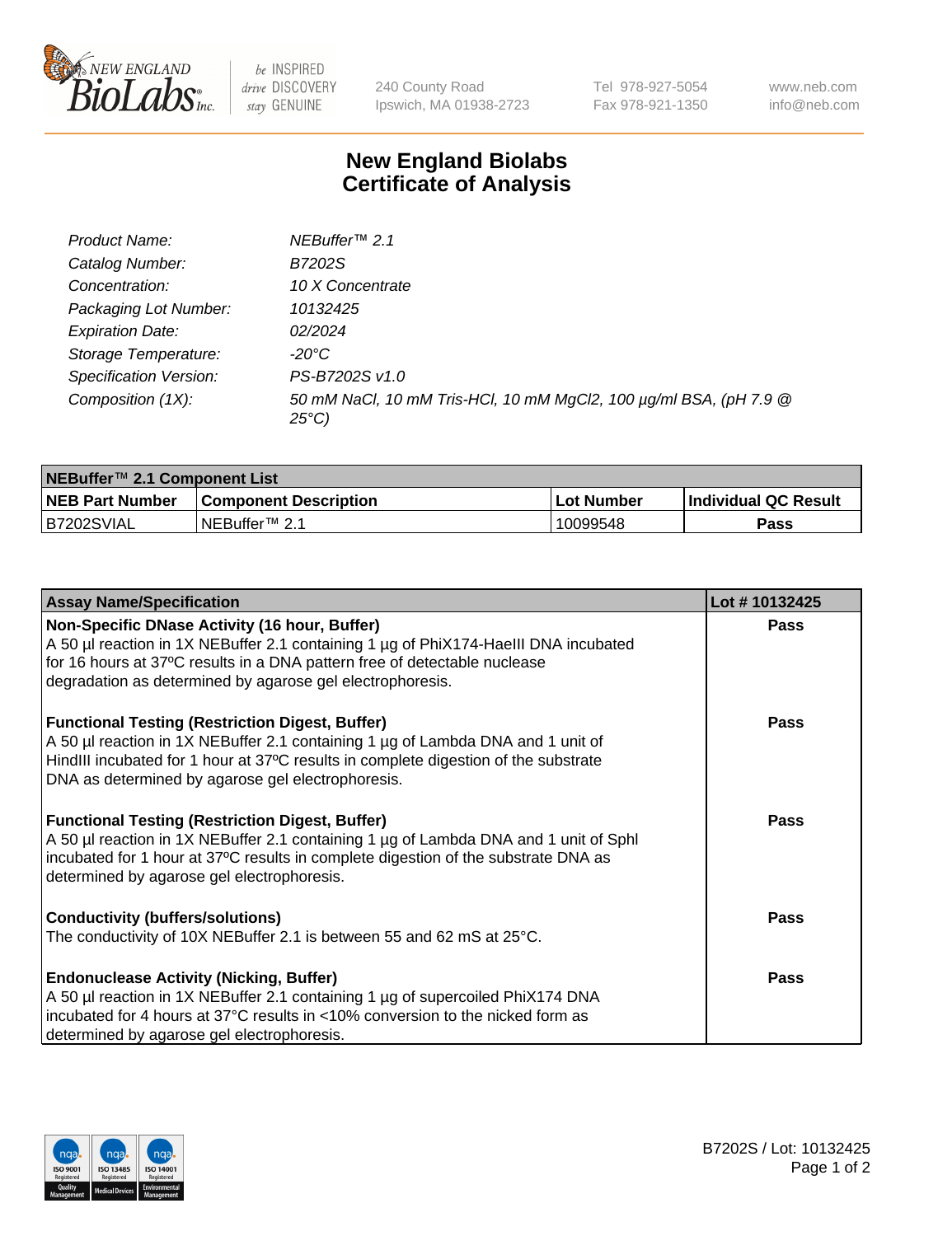# New England Biolabs
# Certificate of Analysis

| | |
|---|---|
| *Product Name:* | *NEBuffer™ 2.1* |
| *Catalog Number:* | *B7202S* |
| *Concentration:* | *10 X Concentrate* |
| *Packaging Lot Number:* | *10132425* |
| *Expiration Date:* | *02/2024* |
| *Storage Temperature:* | *-20°C* |
| *Specification Version:* | *PS-B7202S v1.0* |
| *Composition (1X):* | *50 mM NaCl, 10 mM Tris-HCl, 10 mM $MgCl_2$, 100 µg/ml BSA, (pH 7.9 @ 25°C)* |

| **NEBuffer™ 2.1 Component List** | | | |
|---|---|---|---|
| **NEB Part Number** | **Component Description** | **Lot Number** | **Individual QC Result** |
| B7202SVIAL | NEBuffer™ 2.1 | 10099548 | **Pass** |

| **Assay Name/Specification** | **Lot # 10132425** |
|---|---|
| **Non-Specific DNase Activity (16 hour, Buffer)** A 50 µl reaction in 1X NEBuffer 2.1 containing 1 µg of PhiX174-HaeIII DNA incubated for 16 hours at 37ºC results in a DNA pattern free of detectable nuclease degradation as determined by agarose gel electrophoresis. | **Pass** |
| **Functional Testing (Restriction Digest, Buffer)** A 50 µl reaction in 1X NEBuffer 2.1 containing 1 µg of Lambda DNA and 1 unit of HindIII incubated for 1 hour at 37ºC results in complete digestion of the substrate DNA as determined by agarose gel electrophoresis. | **Pass** |
| **Functional Testing (Restriction Digest, Buffer)** A 50 µl reaction in 1X NEBuffer 2.1 containing 1 µg of Lambda DNA and 1 unit of SphI incubated for 1 hour at 37ºC results in complete digestion of the substrate DNA as determined by agarose gel electrophoresis. | **Pass** |
| **Conductivity (buffers/solutions)** The conductivity of 10X NEBuffer 2.1 is between 55 and 62 mS at 25°C. | **Pass** |
| **Endonuclease Activity (Nicking, Buffer)** A 50 µl reaction in 1X NEBuffer 2.1 containing 1 µg of supercoiled PhiX174 DNA incubated for 4 hours at 37°C results in <10% conversion to the nicked form as determined by agarose gel electrophoresis. | **Pass** |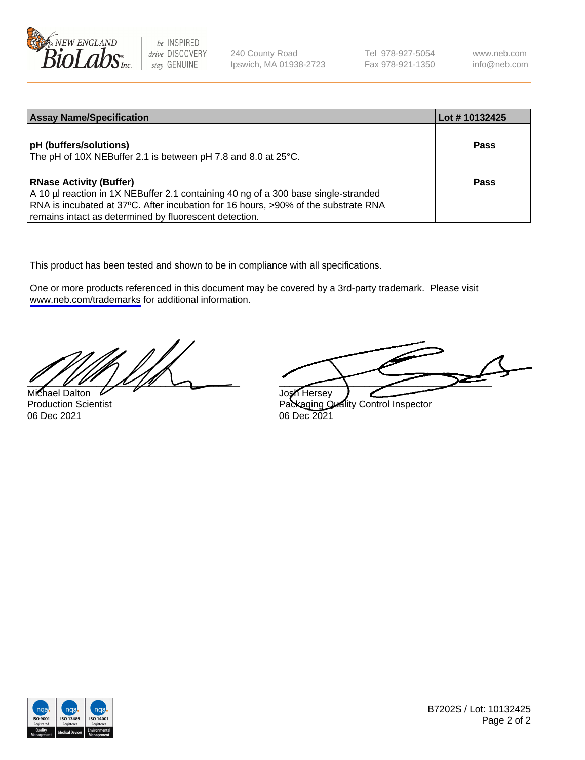| Assay Name/Specification | Lot # 10132425 |
|---|---|
| **pH (buffers/solutions)**<br>The pH of 10X NEBuffer 2.1 is between pH 7.8 and 8.0 at 25°C. | **Pass** |
| **RNase Activity (Buffer)**<br>A 10 µl reaction in 1X NEBuffer 2.1 containing 40 ng of a 300 base single-stranded RNA is incubated at 37ºC. After incubation for 16 hours, >90% of the substrate RNA remains intact as determined by fluorescent detection. | **Pass** |

This product has been tested and shown to be in compliance with all specifications.

One or more products referenced in this document may be covered by a 3rd-party trademark. Please visit www.neb.com/trademarks for additional information.

Michael Dalton
Production Scientist
06 Dec 2021

Josh Hersey
Packaging Quality Control Inspector
06 Dec 2021

B7202S / Lot: 10132425